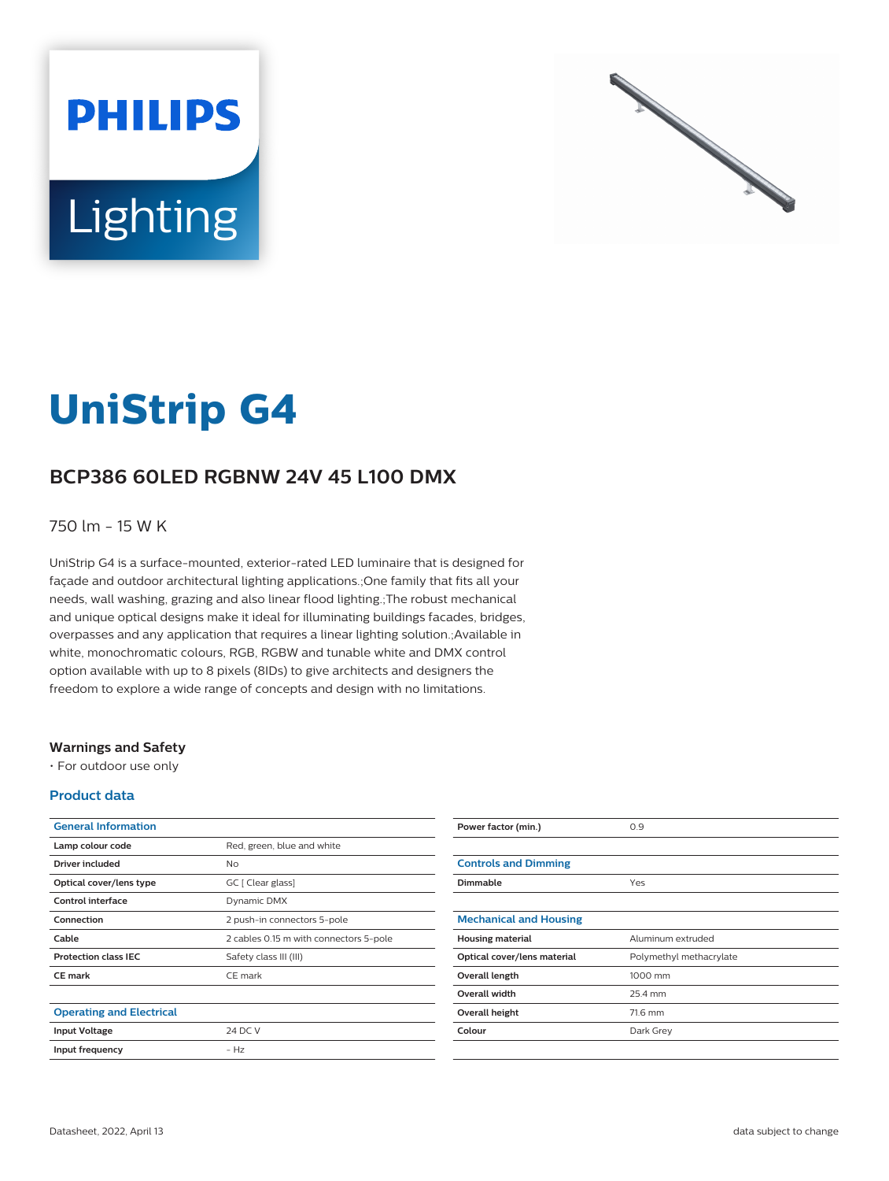# UniStrip G4

## BCP386 60LED RGBNW 24V 45 L100 DMX

750 lm - 15 W K

UniStrip G4 is a surface-mounted, exterior-rated LED luminaire that is designed for façade and outdoor architectural lighting applications.;One family that fits all your needs, wall washing, grazing and also linear flood lighting.;The robust mechanical and unique optical designs make it ideal for illuminating buildings facades, bridges, overpasses and any application that requires a linear lighting solution.;Available in white, monochromatic colours, RGB, RGBW and tunable white and DMX control option available with up to 8 pixels (8IDs) to give architects and designers the freedom to explore a wide range of concepts and design with no limitations.

### Warnings and Safety

- For outdoor use only

### Product data

| General Information | |
|---|---|
| Lamp colour code | Red, green, blue and white |
| Driver included | No |
| Optical cover/lens type | GC [ Clear glass] |
| Control interface | Dynamic DMX |
| Connection | 2 push-in connectors 5-pole |
| Cable | 2 cables 0.15 m with connectors 5-pole |
| Protection class IEC | Safety class III (III) |
| CE mark | CE mark |

| Operating and Electrical | |
|---|---|
| Input Voltage | 24 DC V |
| Input frequency | - Hz |
| Power factor (min.) | 0.9 |

| Controls and Dimming | |
|---|---|
| Dimmable | Yes |

| Mechanical and Housing | |
|---|---|
| Housing material | Aluminum extruded |
| Optical cover/lens material | Polymethyl methacrylate |
| Overall length | 1000 mm |
| Overall width | 25.4 mm |
| Overall height | 71.6 mm |
| Colour | Dark Grey |

Datasheet, 2022, April 13

data subject to change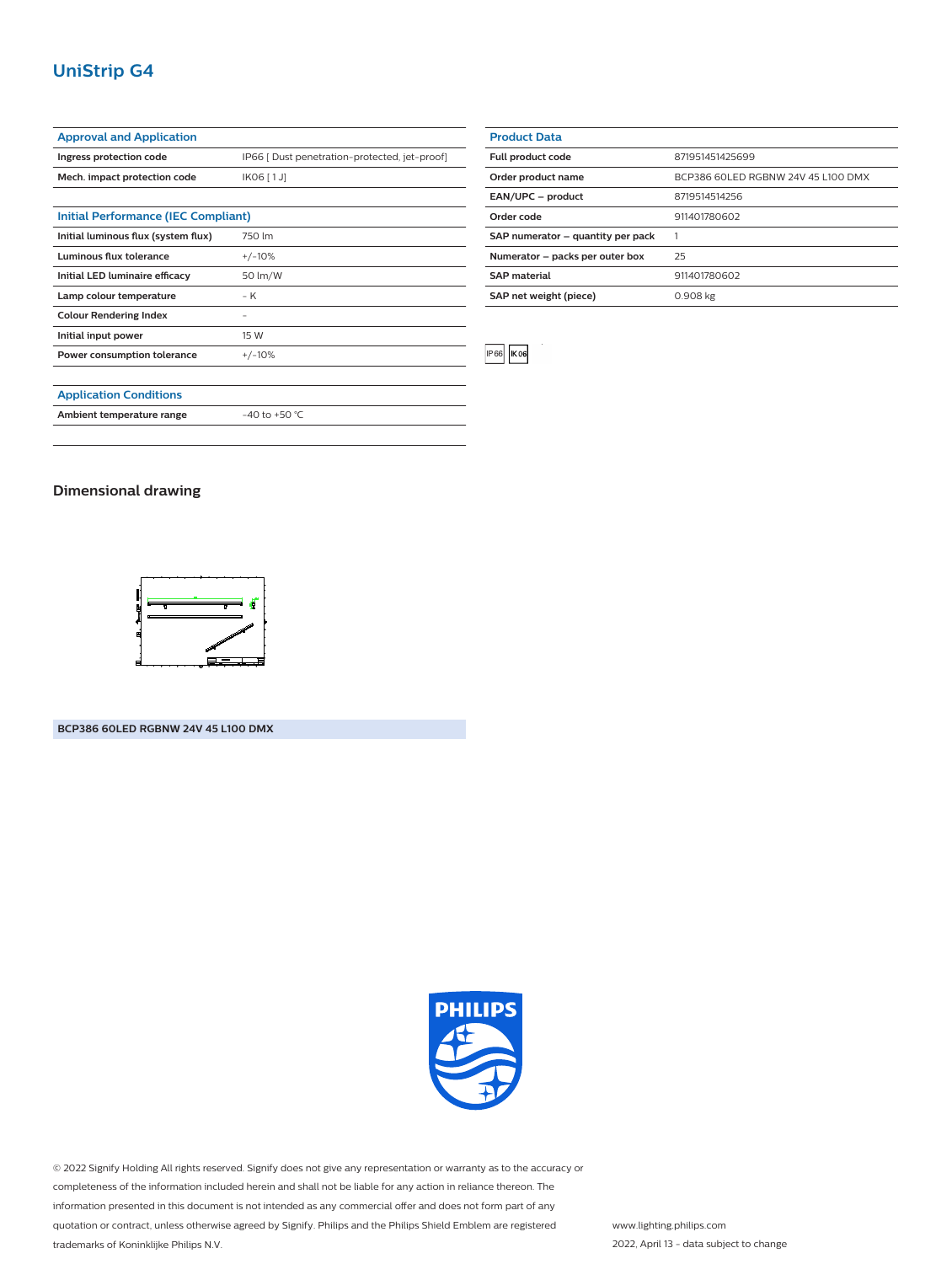# UniStrip G4

| Approval and Application | |
|---|---|
| Ingress protection code | IP66 [ Dust penetration-protected, jet-proof] |
| Mech. impact protection code | IK06 [ 1 J] |

| Initial Performance (IEC Compliant) | |
|---|---|
| Initial luminous flux (system flux) | 750 lm |
| Luminous flux tolerance | +/-10% |
| Initial LED luminaire efficacy | 50 lm/W |
| Lamp colour temperature | - K |
| Colour Rendering Index | - |
| Initial input power | 15 W |
| Power consumption tolerance | +/-10% |

| Application Conditions | |
|---|---|
| Ambient temperature range | -40 to +50 °C |

| Product Data | |
|---|---|
| Full product code | 871951451425699 |
| Order product name | BCP386 60LED RGBNW 24V 45 L100 DMX |
| EAN/UPC – product | 8719514514256 |
| Order code | 911401780602 |
| SAP numerator – quantity per pack | 1 |
| Numerator – packs per outer box | 25 |
| SAP material | 911401780602 |
| SAP net weight (piece) | 0.908 kg |

IP66 IK06

## Dimensional drawing

BCP386 60LED RGBNW 24V 45 L100 DMX

© 2022 Signify Holding All rights reserved. Signify does not give any representation or warranty as to the accuracy or completeness of the information included herein and shall not be liable for any action in reliance thereon. The information presented in this document is not intended as any commercial offer and does not form part of any quotation or contract, unless otherwise agreed by Signify. Philips and the Philips Shield Emblem are registered trademarks of Koninklijke Philips N.V.

www.lighting.philips.com

2022, April 13 - data subject to change